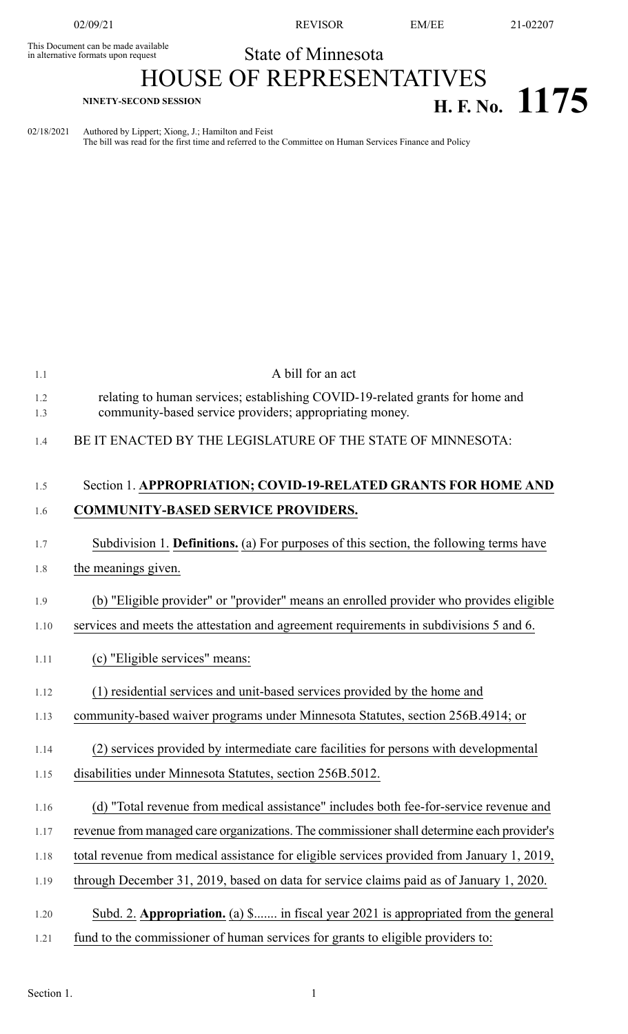02/09/21 REVISOR EM/EE 21-02207

This Document can be made available in alternative formats upon request

State of Minnesota

# HOUSE OF REPRESENTATIVES

**NINETY-SECOND SESSION**

# H. F. No. 1175

02/18/2021 Authored by Lippert; Xiong, J.; Hamilton and Feist
The bill was read for the first time and referred to the Committee on Human Services Finance and Policy

A bill for an act

relating to human services; establishing COVID-19-related grants for home and community-based service providers; appropriating money.

BE IT ENACTED BY THE LEGISLATURE OF THE STATE OF MINNESOTA:

Section 1. **APPROPRIATION; COVID-19-RELATED GRANTS FOR HOME AND COMMUNITY-BASED SERVICE PROVIDERS.**

Subdivision 1. **Definitions.** (a) For purposes of this section, the following terms have the meanings given.

(b) "Eligible provider" or "provider" means an enrolled provider who provides eligible services and meets the attestation and agreement requirements in subdivisions 5 and 6.

(c) "Eligible services" means:

(1) residential services and unit-based services provided by the home and community-based waiver programs under Minnesota Statutes, section 256B.4914; or

(2) services provided by intermediate care facilities for persons with developmental disabilities under Minnesota Statutes, section 256B.5012.

(d) "Total revenue from medical assistance" includes both fee-for-service revenue and revenue from managed care organizations. The commissioner shall determine each provider's total revenue from medical assistance for eligible services provided from January 1, 2019, through December 31, 2019, based on data for service claims paid as of January 1, 2020.

Subd. 2. **Appropriation.** (a) $....... in fiscal year 2021 is appropriated from the general fund to the commissioner of human services for grants to eligible providers to: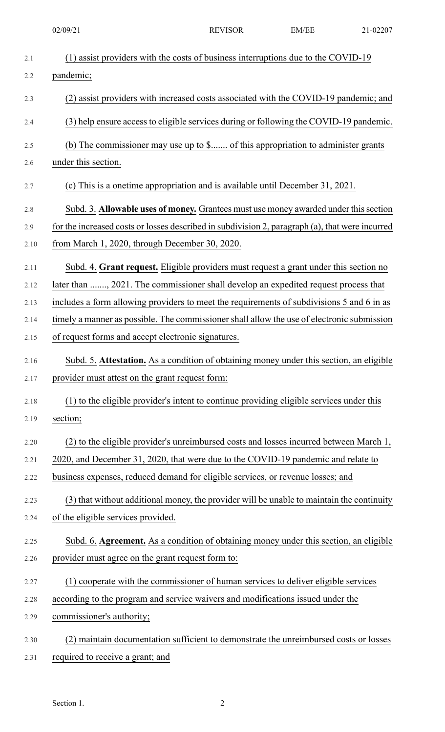(1) assist providers with the costs of business interruptions due to the COVID-19 pandemic;

(2) assist providers with increased costs associated with the COVID-19 pandemic; and

(3) help ensure access to eligible services during or following the COVID-19 pandemic.

(b) The commissioner may use up to $....... of this appropriation to administer grants under this section.

(c) This is a onetime appropriation and is available until December 31, 2021.

Subd. 3. **Allowable uses of money.** Grantees must use money awarded under this section for the increased costs or losses described in subdivision 2, paragraph (a), that were incurred from March 1, 2020, through December 30, 2020.

Subd. 4. **Grant request.** Eligible providers must request a grant under this section no later than ......., 2021. The commissioner shall develop an expedited request process that includes a form allowing providers to meet the requirements of subdivisions 5 and 6 in as timely a manner as possible. The commissioner shall allow the use of electronic submission of request forms and accept electronic signatures.

Subd. 5. **Attestation.** As a condition of obtaining money under this section, an eligible provider must attest on the grant request form:

(1) to the eligible provider's intent to continue providing eligible services under this section;

(2) to the eligible provider's unreimbursed costs and losses incurred between March 1, 2020, and December 31, 2020, that were due to the COVID-19 pandemic and relate to business expenses, reduced demand for eligible services, or revenue losses; and

(3) that without additional money, the provider will be unable to maintain the continuity of the eligible services provided.

Subd. 6. **Agreement.** As a condition of obtaining money under this section, an eligible provider must agree on the grant request form to:

(1) cooperate with the commissioner of human services to deliver eligible services according to the program and service waivers and modifications issued under the commissioner's authority;

(2) maintain documentation sufficient to demonstrate the unreimbursed costs or losses required to receive a grant; and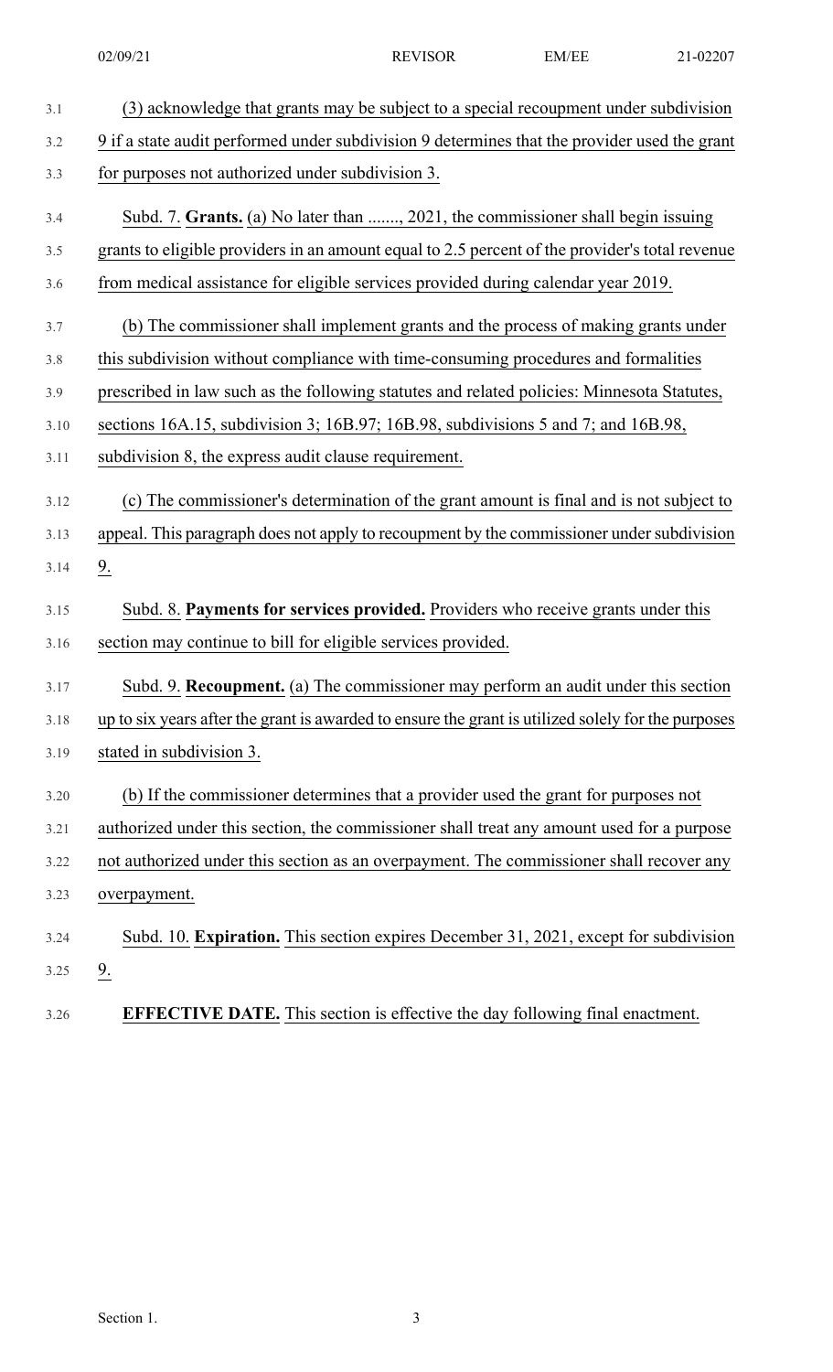(3) acknowledge that grants may be subject to a special recoupment under subdivision 9 if a state audit performed under subdivision 9 determines that the provider used the grant for purposes not authorized under subdivision 3.

Subd. 7. **Grants.** (a) No later than ......., 2021, the commissioner shall begin issuing grants to eligible providers in an amount equal to 2.5 percent of the provider's total revenue from medical assistance for eligible services provided during calendar year 2019.

(b) The commissioner shall implement grants and the process of making grants under this subdivision without compliance with time-consuming procedures and formalities prescribed in law such as the following statutes and related policies: Minnesota Statutes, sections 16A.15, subdivision 3; 16B.97; 16B.98, subdivisions 5 and 7; and 16B.98, subdivision 8, the express audit clause requirement.

(c) The commissioner's determination of the grant amount is final and is not subject to appeal. This paragraph does not apply to recoupment by the commissioner under subdivision 9.

Subd. 8. **Payments for services provided.** Providers who receive grants under this section may continue to bill for eligible services provided.

Subd. 9. **Recoupment.** (a) The commissioner may perform an audit under this section up to six years after the grant is awarded to ensure the grant is utilized solely for the purposes stated in subdivision 3.

(b) If the commissioner determines that a provider used the grant for purposes not authorized under this section, the commissioner shall treat any amount used for a purpose not authorized under this section as an overpayment. The commissioner shall recover any overpayment.

Subd. 10. **Expiration.** This section expires December 31, 2021, except for subdivision 9.

**EFFECTIVE DATE.** This section is effective the day following final enactment.